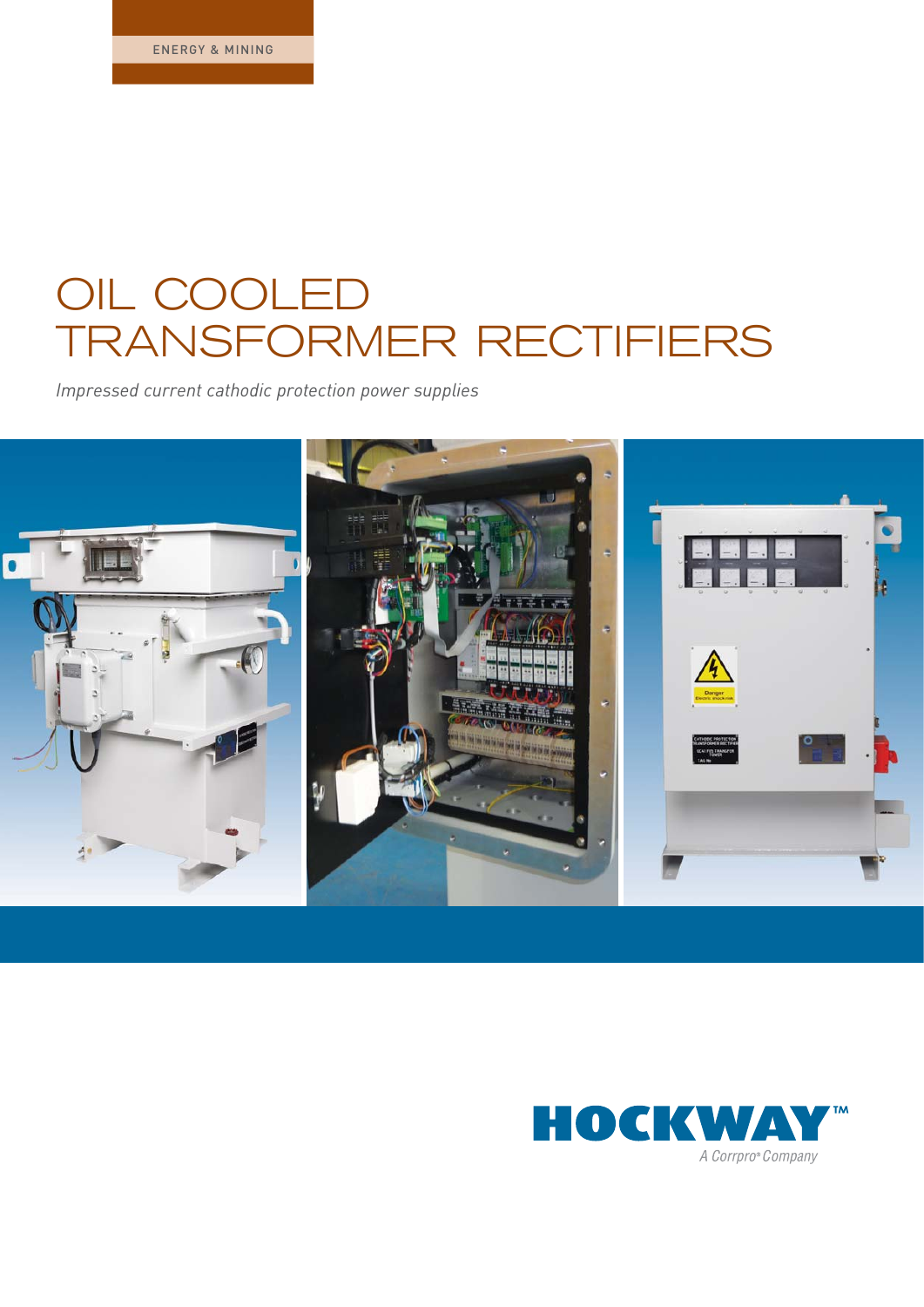ENERGY & MINING

# OIL COOLED TRANSFORMER RECTIFIERS

*Impressed current cathodic protection power supplies*

HOCKWAY™

*A Corrpro® Company*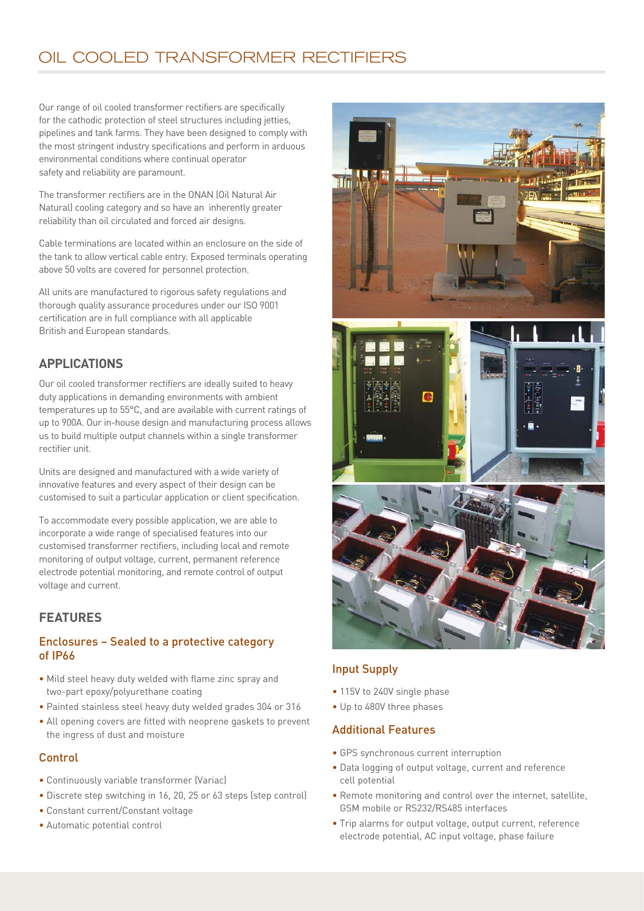# OIL COOLED TRANSFORMER RECTIFIERS

Our range of oil cooled transformer rectifiers are specifically for the cathodic protection of steel structures including jetties, pipelines and tank farms. They have been designed to comply with the most stringent industry specifications and perform in arduous environmental conditions where continual operator safety and reliability are paramount.

The transformer rectifiers are in the ONAN (Oil Natural Air Natural) cooling category and so have an inherently greater reliability than oil circulated and forced air designs.

Cable terminations are located within an enclosure on the side of the tank to allow vertical cable entry. Exposed terminals operating above 50 volts are covered for personnel protection.

All units are manufactured to rigorous safety regulations and thorough quality assurance procedures under our ISO 9001 certification are in full compliance with all applicable British and European standards.

## APPLICATIONS

Our oil cooled transformer rectifiers are ideally suited to heavy duty applications in demanding environments with ambient temperatures up to 55°C, and are available with current ratings of up to 900A. Our in-house design and manufacturing process allows us to build multiple output channels within a single transformer rectifier unit.

Units are designed and manufactured with a wide variety of innovative features and every aspect of their design can be customised to suit a particular application or client specification.

To accommodate every possible application, we are able to incorporate a wide range of specialised features into our customised transformer rectifiers, including local and remote monitoring of output voltage, current, permanent reference electrode potential monitoring, and remote control of output voltage and current.

## FEATURES

### Enclosures – Sealed to a protective category of IP66

- Mild steel heavy duty welded with flame zinc spray and two-part epoxy/polyurethane coating
- Painted stainless steel heavy duty welded grades 304 or 316
- All opening covers are fitted with neoprene gaskets to prevent the ingress of dust and moisture

### Control

- Continuously variable transformer (Variac)
- Discrete step switching in 16, 20, 25 or 63 steps (step control)
- Constant current/Constant voltage
- Automatic potential control

### Input Supply

- 115V to 240V single phase
- Up to 480V three phases

### Additional Features

- GPS synchronous current interruption
- Data logging of output voltage, current and reference cell potential
- Remote monitoring and control over the internet, satellite, GSM mobile or RS232/RS485 interfaces
- Trip alarms for output voltage, output current, reference electrode potential, AC input voltage, phase failure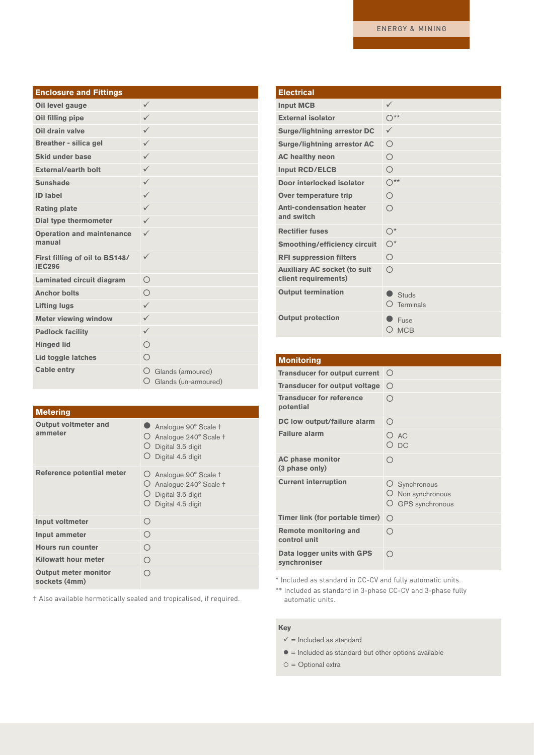| Enclosure and Fittings | |
|---|---|
| Oil level gauge | ✓ |
| Oil filling pipe | ✓ |
| Oil drain valve | ✓ |
| Breather - silica gel | ✓ |
| Skid under base | ✓ |
| External/earth bolt | ✓ |
| Sunshade | ✓ |
| ID label | ✓ |
| Rating plate | ✓ |
| Dial type thermometer | ✓ |
| Operation and maintenance manual | ✓ |
| First filling of oil to BS148/ IEC296 | ✓ |
| Laminated circuit diagram | ○ |
| Anchor bolts | ○ |
| Lifting lugs | ✓ |
| Meter viewing window | ✓ |
| Padlock facility | ✓ |
| Hinged lid | ○ |
| Lid toggle latches | ○ |
| Cable entry | ○ Glands (armoured)<br>○ Glands (un-armoured) |

| Metering | |
|---|---|
| Output voltmeter and ammeter | ● Analogue 90° Scale †<br>○ Analogue 240° Scale †<br>○ Digital 3.5 digit<br>○ Digital 4.5 digit |
| Reference potential meter | ○ Analogue 90° Scale †<br>○ Analogue 240° Scale †<br>○ Digital 3.5 digit<br>○ Digital 4.5 digit |
| Input voltmeter | ○ |
| Input ammeter | ○ |
| Hours run counter | ○ |
| Kilowatt hour meter | ○ |
| Output meter monitor sockets (4mm) | ○ |

† Also available hermetically sealed and tropicalised, if required.

| Electrical | |
|---|---|
| Input MCB | ✓ |
| External isolator | ○** |
| Surge/lightning arrestor DC | ✓ |
| Surge/lightning arrestor AC | ○ |
| AC healthy neon | ○ |
| Input RCD/ELCB | ○ |
| Door interlocked isolator | ○** |
| Over temperature trip | ○ |
| Anti-condensation heater and switch | ○ |
| Rectifier fuses | ○* |
| Smoothing/efficiency circuit | ○* |
| RFI suppression filters | ○ |
| Auxiliary AC socket (to suit client requirements) | ○ |
| Output termination | ● Studs<br>○ Terminals |
| Output protection | ● Fuse<br>○ MCB |

| Monitoring | |
|---|---|
| Transducer for output current | ○ |
| Transducer for output voltage | ○ |
| Transducer for reference potential | ○ |
| DC low output/failure alarm | ○ |
| Failure alarm | ○ AC<br>○ DC |
| AC phase monitor (3 phase only) | ○ |
| Current interruption | ○ Synchronous<br>○ Non synchronous<br>○ GPS synchronous |
| Timer link (for portable timer) | ○ |
| Remote monitoring and control unit | ○ |
| Data logger units with GPS synchroniser | ○ |

\* Included as standard in CC-CV and fully automatic units.

** Included as standard in 3-phase CC-CV and 3-phase fully automatic units.

**Key**

- ✓ = Included as standard
- ● = Included as standard but other options available
- ○ = Optional extra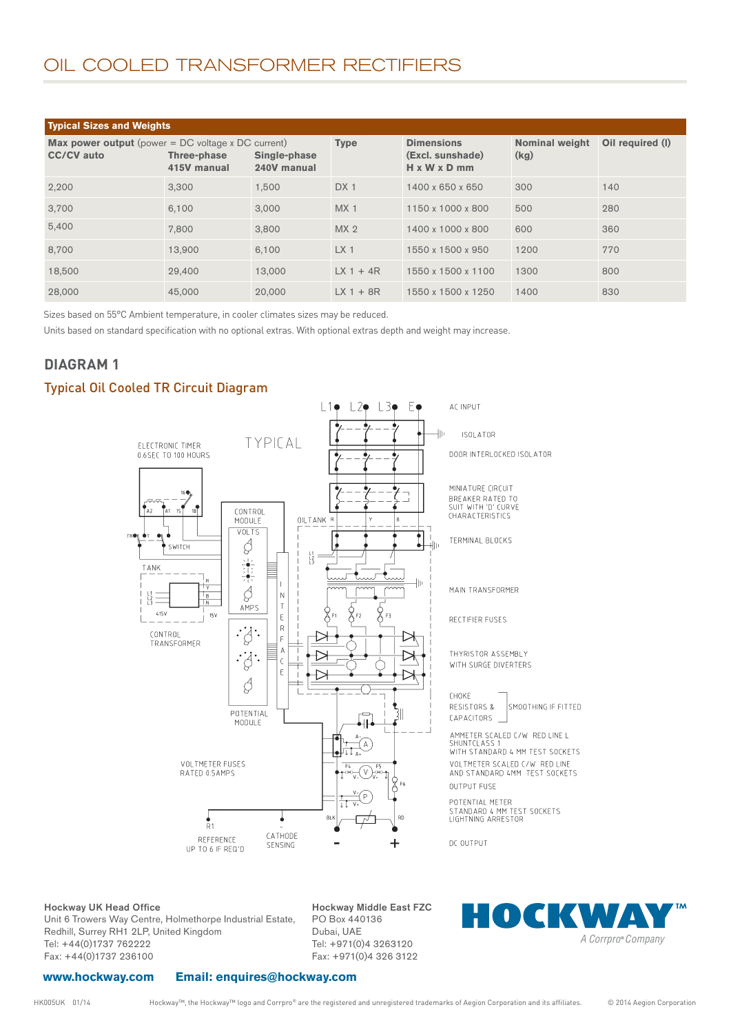# OIL COOLED TRANSFORMER RECTIFIERS

| Typical Sizes and Weights | | | | | | |
|---|---|---|---|---|---|---|
| **Max power output** (power = DC voltage x DC current) | | | **Type** | **Dimensions (Excl. sunshade) H x W x D mm** | **Nominal weight (kg)** | **Oil required (l)** |
| **CC/CV auto** | **Three-phase 415V manual** | **Single-phase 240V manual** | | | | |
| 2,200 | 3,300 | 1,500 | DX 1 | 1400 x 650 x 650 | 300 | 140 |
| 3,700 | 6,100 | 3,000 | MX 1 | 1150 x 1000 x 800 | 500 | 280 |
| 5,400 | 7,800 | 3,800 | MX 2 | 1400 x 1000 x 800 | 600 | 360 |
| 8,700 | 13,900 | 6,100 | LX 1 | 1550 x 1500 x 950 | 1200 | 770 |
| 18,500 | 29,400 | 13,000 | LX 1 + 4R | 1550 x 1500 x 1100 | 1300 | 800 |
| 28,000 | 45,000 | 20,000 | LX 1 + 8R | 1550 x 1500 x 1250 | 1400 | 830 |

Sizes based on 55°C Ambient temperature, in cooler climates sizes may be reduced.

Units based on standard specification with no optional extras. With optional extras depth and weight may increase.

## DIAGRAM 1

### Typical Oil Cooled TR Circuit Diagram

TYPICAL

L1 L2 L3 E

AC INPUT

ISOLATOR

DOOR INTERLOCKED ISOLATOR

MINIATURE CIRCUIT BREAKER RATED TO SUIT WITH 'D' CURVE CHARACTERISTICS

TERMINAL BLOCKS

MAIN TRANSFORMER

RECTIFIER FUSES

THYRISTOR ASSEMBLY WITH SURGE DIVERTERS

CHOKE
RESISTORS &
CAPACITORS
SMOOTHING IF FITTED

AMMETER SCALED C/W RED LINE L SHUNTCLASS 1 WITH STANDARD 4 MM TEST SOCKETS

VOLTMETER SCALED C/W RED LINE AND STANDARD 4MM TEST SOCKETS

OUTPUT FUSE

POTENTIAL METER STANDARD 4 MM TEST SOCKETS LIGHTNING ARRESTOR

DC OUTPUT

ELECTRONIC TIMER 0.6SEC TO 100 HOURS

A2 A1 15 16 18

TR SWITCH

TANK

CONTROL TRANSFORMER

415V 15V

CONTROL MODULE

VOLTS

AMPS

INTERFACE

OIL TANK

POTENTIAL MODULE

VOLTMETER FUSES RATED 0.5AMPS

R1

REFERENCE UP TO 6 IF REQ'D

CATHODE SENSING

F1 F2 F3 F4 F5 F6

BLK RD

- +

**Hockway UK Head Office**
Unit 6 Trowers Way Centre, Holmethorpe Industrial Estate,
Redhill, Surrey RH1 2LP, United Kingdom
Tel: +44(0)1737 762222
Fax: +44(0)1737 236100

**Hockway Middle East FZC**
PO Box 440136
Dubai, UAE
Tel: +971(0)4 3263120
Fax: +971(0)4 326 3122

HOCKWAY™
A Corrpro® Company

**www.hockway.com** **Email: enquires@hockway.com**

HK005UK 01/14 Hockway™, the Hockway™ logo and Corrpro® are the registered and unregistered trademarks of Aegion Corporation and its affiliates. © 2014 Aegion Corporation